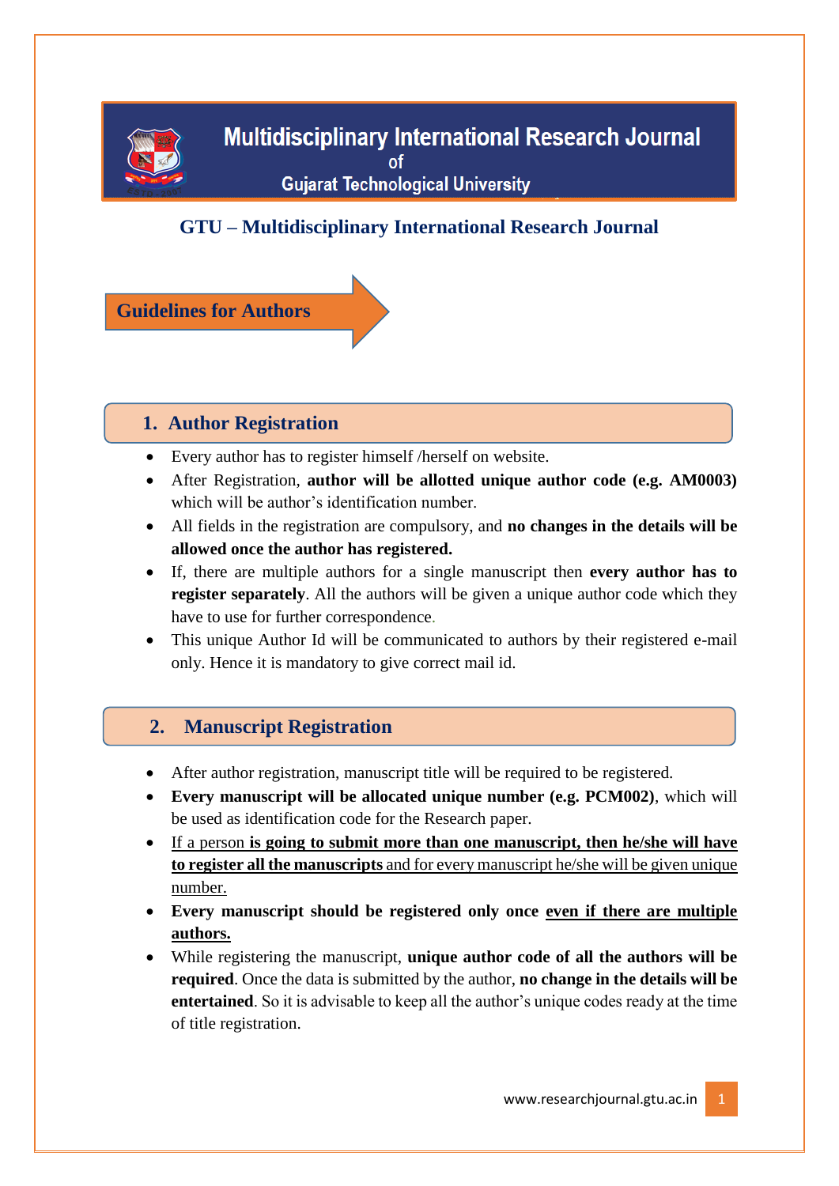# Multidisciplinary International Research Journal of Gujarat Technological University

## GTU – Multidisciplinary International Research Journal

## Guidelines for Authors

### 1. Author Registration

- Every author has to register himself /herself on website.
- After Registration, **author will be allotted unique author code (e.g. AM0003)** which will be author's identification number.
- All fields in the registration are compulsory, and **no changes in the details will be allowed once the author has registered.**
- If, there are multiple authors for a single manuscript then **every author has to register separately**. All the authors will be given a unique author code which they have to use for further correspondence.
- This unique Author Id will be communicated to authors by their registered e-mail only. Hence it is mandatory to give correct mail id.

### 2. Manuscript Registration

- After author registration, manuscript title will be required to be registered.
- **Every manuscript will be allocated unique number (e.g. PCM002)**, which will be used as identification code for the Research paper.
- If a person **is going to submit more than one manuscript, then he/she will have to register all the manuscripts** and for every manuscript he/she will be given unique number.
- **Every manuscript should be registered only once even if there are multiple authors.**
- While registering the manuscript, **unique author code of all the authors will be required**. Once the data is submitted by the author, **no change in the details will be entertained**. So it is advisable to keep all the author's unique codes ready at the time of title registration.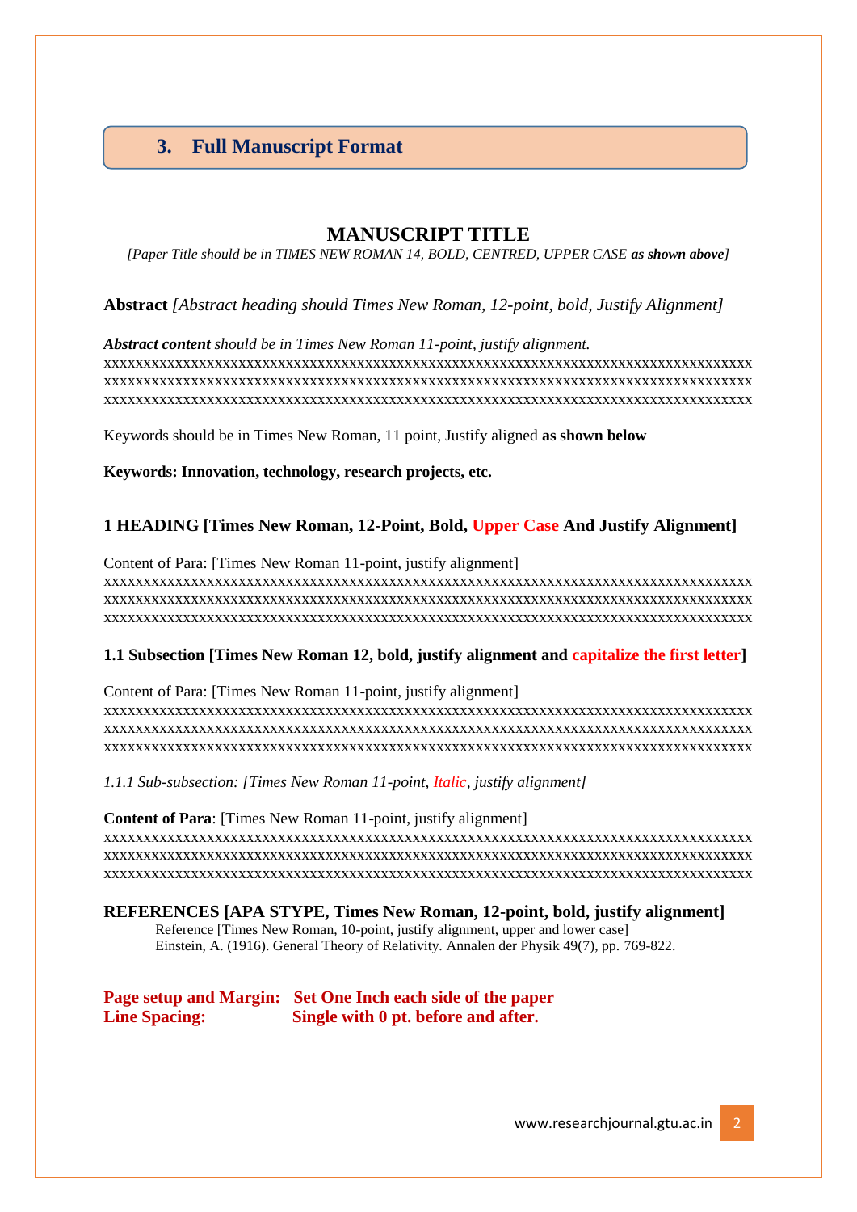## 3. Full Manuscript Format

**MANUSCRIPT TITLE**

*[Paper Title should be in TIMES NEW ROMAN 14, BOLD, CENTRED, UPPER CASE **as shown above**]*

**Abstract** *[Abstract heading should Times New Roman, 12-point, bold, Justify Alignment]*

***Abstract content*** *should be in Times New Roman 11-point, justify alignment.*
xxxxxxxxxxxxxxxxxxxxxxxxxxxxxxxxxxxxxxxxxxxxxxxxxxxxxxxxxxxxxxxxxxxxxxxxxxxxxxx
xxxxxxxxxxxxxxxxxxxxxxxxxxxxxxxxxxxxxxxxxxxxxxxxxxxxxxxxxxxxxxxxxxxxxxxxxxxxxxx
xxxxxxxxxxxxxxxxxxxxxxxxxxxxxxxxxxxxxxxxxxxxxxxxxxxxxxxxxxxxxxxxxxxxxxxxxxxxxxx

Keywords should be in Times New Roman, 11 point, Justify aligned **as shown below**

**Keywords: Innovation, technology, research projects, etc.**

**1 HEADING [Times New Roman, 12-Point, Bold, Upper Case And Justify Alignment]**

Content of Para: [Times New Roman 11-point, justify alignment]
xxxxxxxxxxxxxxxxxxxxxxxxxxxxxxxxxxxxxxxxxxxxxxxxxxxxxxxxxxxxxxxxxxxxxxxxxxxxxxx
xxxxxxxxxxxxxxxxxxxxxxxxxxxxxxxxxxxxxxxxxxxxxxxxxxxxxxxxxxxxxxxxxxxxxxxxxxxxxxx
xxxxxxxxxxxxxxxxxxxxxxxxxxxxxxxxxxxxxxxxxxxxxxxxxxxxxxxxxxxxxxxxxxxxxxxxxxxxxxx

**1.1 Subsection [Times New Roman 12, bold, justify alignment and capitalize the first letter]**

Content of Para: [Times New Roman 11-point, justify alignment]
xxxxxxxxxxxxxxxxxxxxxxxxxxxxxxxxxxxxxxxxxxxxxxxxxxxxxxxxxxxxxxxxxxxxxxxxxxxxxxx
xxxxxxxxxxxxxxxxxxxxxxxxxxxxxxxxxxxxxxxxxxxxxxxxxxxxxxxxxxxxxxxxxxxxxxxxxxxxxxx
xxxxxxxxxxxxxxxxxxxxxxxxxxxxxxxxxxxxxxxxxxxxxxxxxxxxxxxxxxxxxxxxxxxxxxxxxxxxxxx

*1.1.1 Sub-subsection: [Times New Roman 11-point, Italic, justify alignment]*

**Content of Para**: [Times New Roman 11-point, justify alignment]
xxxxxxxxxxxxxxxxxxxxxxxxxxxxxxxxxxxxxxxxxxxxxxxxxxxxxxxxxxxxxxxxxxxxxxxxxxxxxxx
xxxxxxxxxxxxxxxxxxxxxxxxxxxxxxxxxxxxxxxxxxxxxxxxxxxxxxxxxxxxxxxxxxxxxxxxxxxxxxx
xxxxxxxxxxxxxxxxxxxxxxxxxxxxxxxxxxxxxxxxxxxxxxxxxxxxxxxxxxxxxxxxxxxxxxxxxxxxxxx

**REFERENCES [APA STYPE, Times New Roman, 12-point, bold, justify alignment]**

Reference [Times New Roman, 10-point, justify alignment, upper and lower case]
Einstein, A. (1916). General Theory of Relativity. Annalen der Physik 49(7), pp. 769-822.

**Page setup and Margin: Set One Inch each side of the paper**
**Line Spacing: Single with 0 pt. before and after.**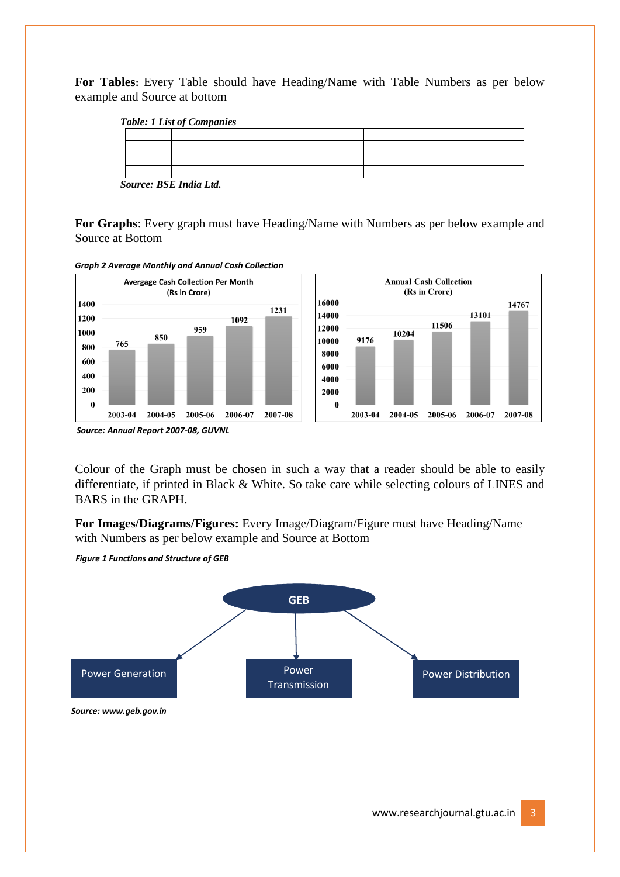**For Tables**: Every Table should have Heading/Name with Table Numbers as per below example and Source at bottom

*Table: 1 List of Companies*

| | | | | |
|---|---|---|---|---|
| | | | | |
| | | | | |
| | | | | |

***Source: BSE India Ltd.***

**For Graphs**: Every graph must have Heading/Name with Numbers as per below example and Source at Bottom

***Graph 2 Average Monthly and Annual Cash Collection***

**Avergage Cash Collection Per Month (Rs in Crore)**

| Year | Value |
|---|---|
| 2003-04 | 765 |
| 2004-05 | 850 |
| 2005-06 | 959 |
| 2006-07 | 1092 |
| 2007-08 | 1231 |

**Annual Cash Collection (Rs in Crore)**

| Year | Value |
|---|---|
| 2003-04 | 9176 |
| 2004-05 | 10204 |
| 2005-06 | 11506 |
| 2006-07 | 13101 |
| 2007-08 | 14767 |

***Source: Annual Report 2007-08, GUVNL***

Colour of the Graph must be chosen in such a way that a reader should be able to easily differentiate, if printed in Black & White. So take care while selecting colours of LINES and BARS in the GRAPH.

**For Images/Diagrams/Figures:** Every Image/Diagram/Figure must have Heading/Name with Numbers as per below example and Source at Bottom

***Figure 1 Functions and Structure of GEB***

GEB → Power Generation | Power Transmission | Power Distribution

***Source: www.geb.gov.in***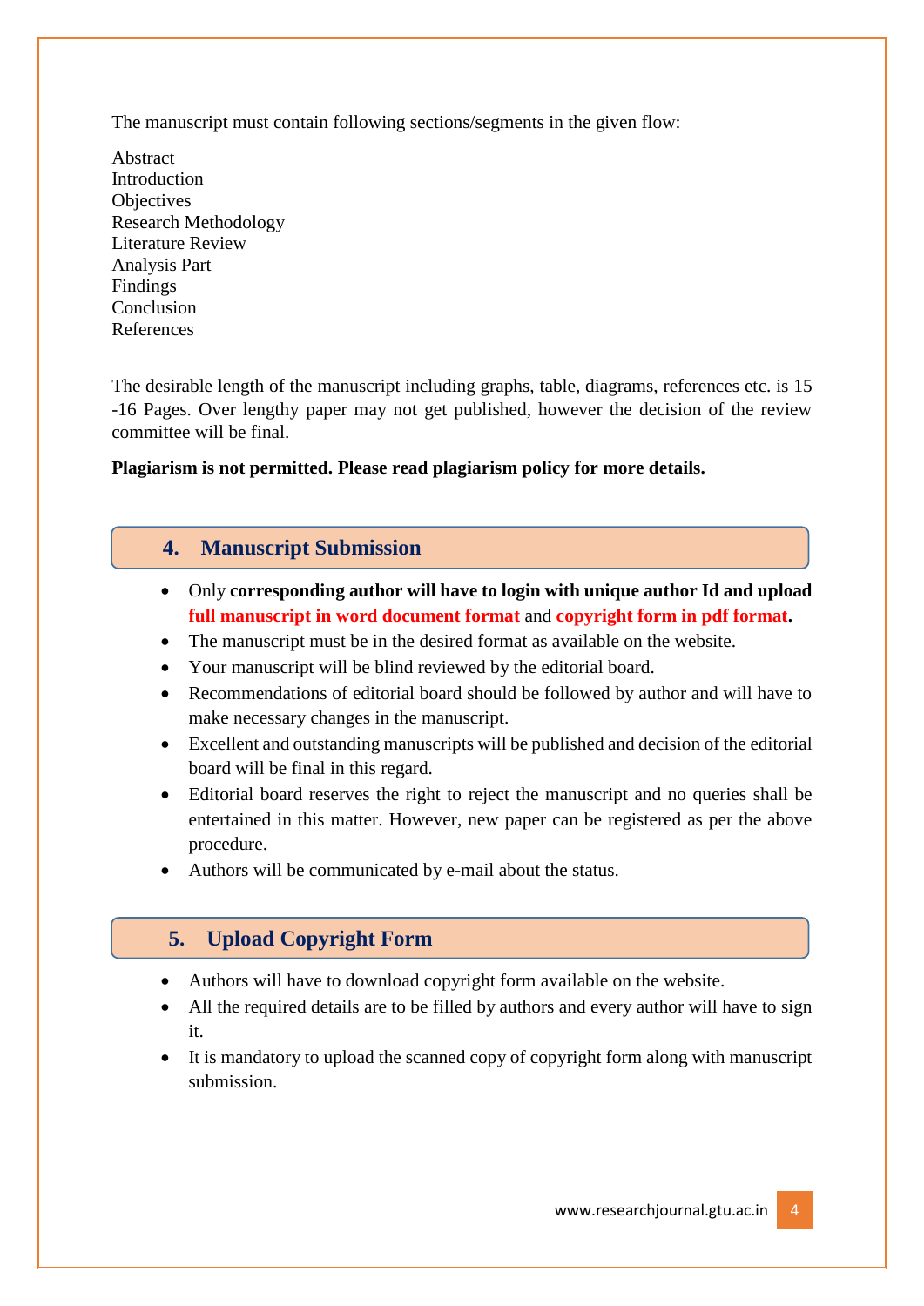The manuscript must contain following sections/segments in the given flow:

Abstract
Introduction
Objectives
Research Methodology
Literature Review
Analysis Part
Findings
Conclusion
References

The desirable length of the manuscript including graphs, table, diagrams, references etc. is 15 -16 Pages. Over lengthy paper may not get published, however the decision of the review committee will be final.

**Plagiarism is not permitted. Please read plagiarism policy for more details.**

## 4. Manuscript Submission

- Only **corresponding author will have to login with unique author Id and upload full manuscript in word document format** and **copyright form in pdf format.**
- The manuscript must be in the desired format as available on the website.
- Your manuscript will be blind reviewed by the editorial board.
- Recommendations of editorial board should be followed by author and will have to make necessary changes in the manuscript.
- Excellent and outstanding manuscripts will be published and decision of the editorial board will be final in this regard.
- Editorial board reserves the right to reject the manuscript and no queries shall be entertained in this matter. However, new paper can be registered as per the above procedure.
- Authors will be communicated by e-mail about the status.

## 5. Upload Copyright Form

- Authors will have to download copyright form available on the website.
- All the required details are to be filled by authors and every author will have to sign it.
- It is mandatory to upload the scanned copy of copyright form along with manuscript submission.